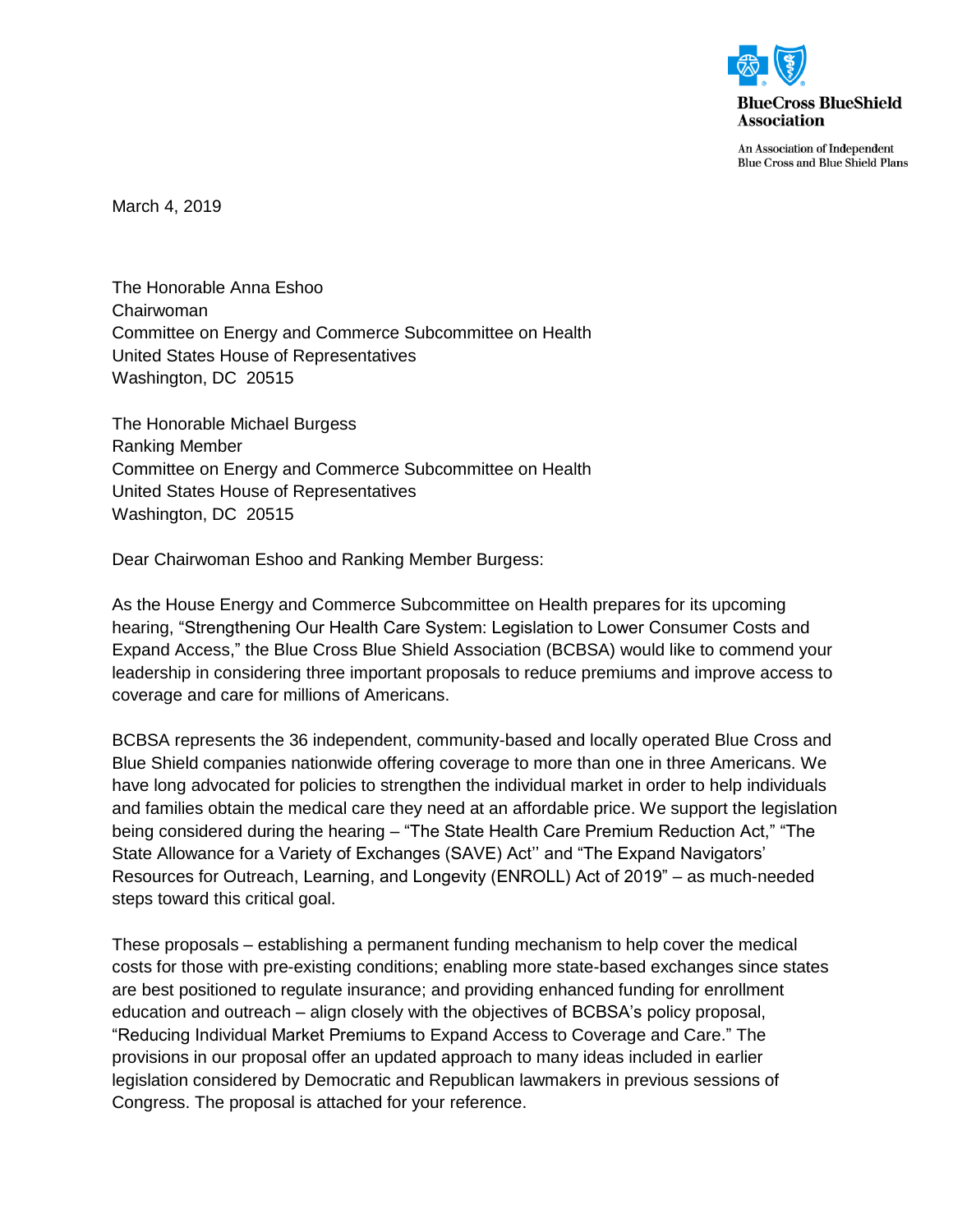**BlueCross BlueShield Association**

An Association of Independent Blue Cross and Blue Shield Plans

March 4, 2019

The Honorable Anna Eshoo
Chairwoman
Committee on Energy and Commerce Subcommittee on Health
United States House of Representatives
Washington, DC 20515

The Honorable Michael Burgess
Ranking Member
Committee on Energy and Commerce Subcommittee on Health
United States House of Representatives
Washington, DC 20515

Dear Chairwoman Eshoo and Ranking Member Burgess:

As the House Energy and Commerce Subcommittee on Health prepares for its upcoming hearing, "Strengthening Our Health Care System: Legislation to Lower Consumer Costs and Expand Access," the Blue Cross Blue Shield Association (BCBSA) would like to commend your leadership in considering three important proposals to reduce premiums and improve access to coverage and care for millions of Americans.

BCBSA represents the 36 independent, community-based and locally operated Blue Cross and Blue Shield companies nationwide offering coverage to more than one in three Americans. We have long advocated for policies to strengthen the individual market in order to help individuals and families obtain the medical care they need at an affordable price. We support the legislation being considered during the hearing – "The State Health Care Premium Reduction Act," "The State Allowance for a Variety of Exchanges (SAVE) Act'' and "The Expand Navigators' Resources for Outreach, Learning, and Longevity (ENROLL) Act of 2019" – as much-needed steps toward this critical goal.

These proposals – establishing a permanent funding mechanism to help cover the medical costs for those with pre-existing conditions; enabling more state-based exchanges since states are best positioned to regulate insurance; and providing enhanced funding for enrollment education and outreach – align closely with the objectives of BCBSA's policy proposal, "Reducing Individual Market Premiums to Expand Access to Coverage and Care." The provisions in our proposal offer an updated approach to many ideas included in earlier legislation considered by Democratic and Republican lawmakers in previous sessions of Congress. The proposal is attached for your reference.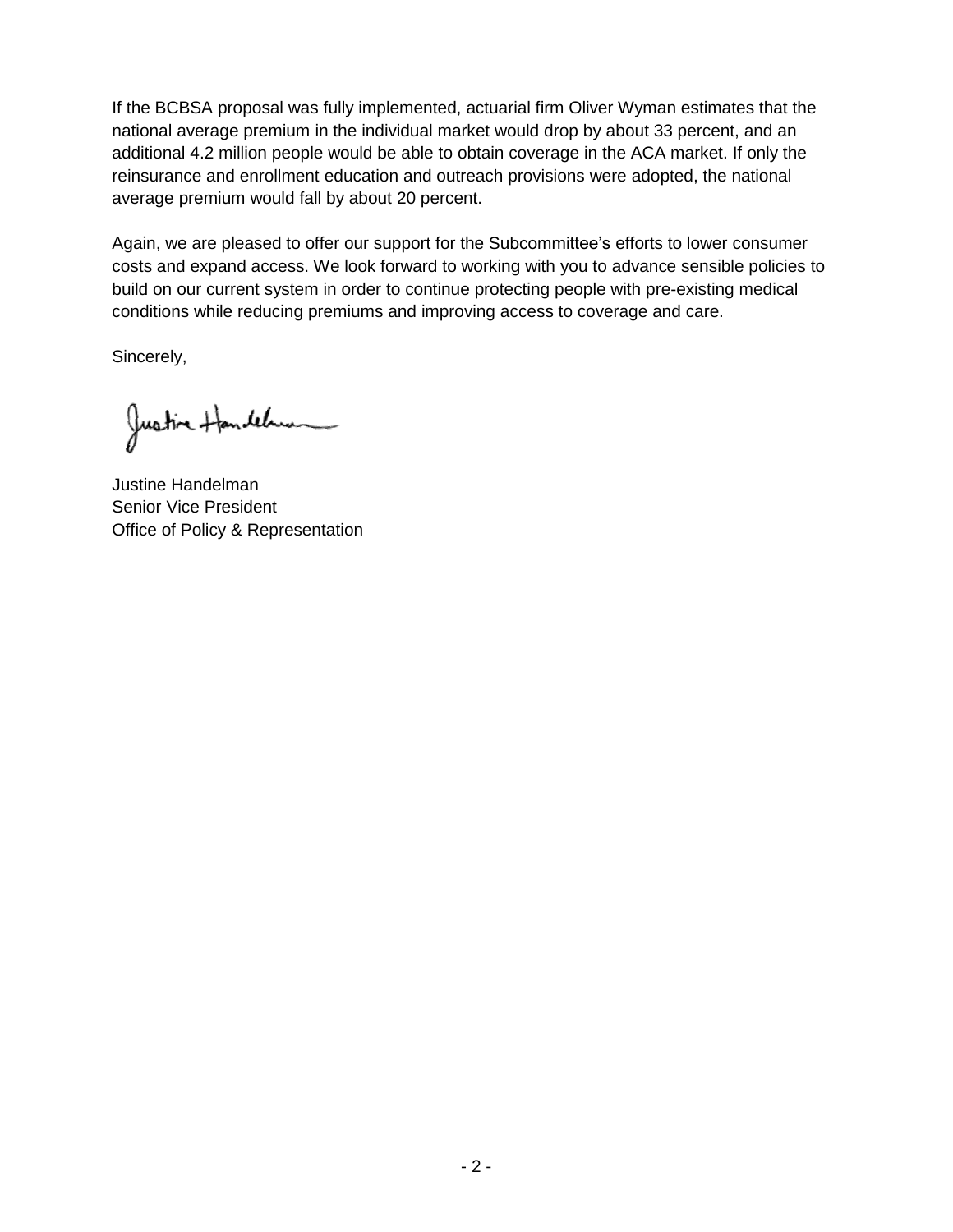If the BCBSA proposal was fully implemented, actuarial firm Oliver Wyman estimates that the national average premium in the individual market would drop by about 33 percent, and an additional 4.2 million people would be able to obtain coverage in the ACA market. If only the reinsurance and enrollment education and outreach provisions were adopted, the national average premium would fall by about 20 percent.

Again, we are pleased to offer our support for the Subcommittee's efforts to lower consumer costs and expand access. We look forward to working with you to advance sensible policies to build on our current system in order to continue protecting people with pre-existing medical conditions while reducing premiums and improving access to coverage and care.

Sincerely,

Justine Handelman
Senior Vice President
Office of Policy & Representation